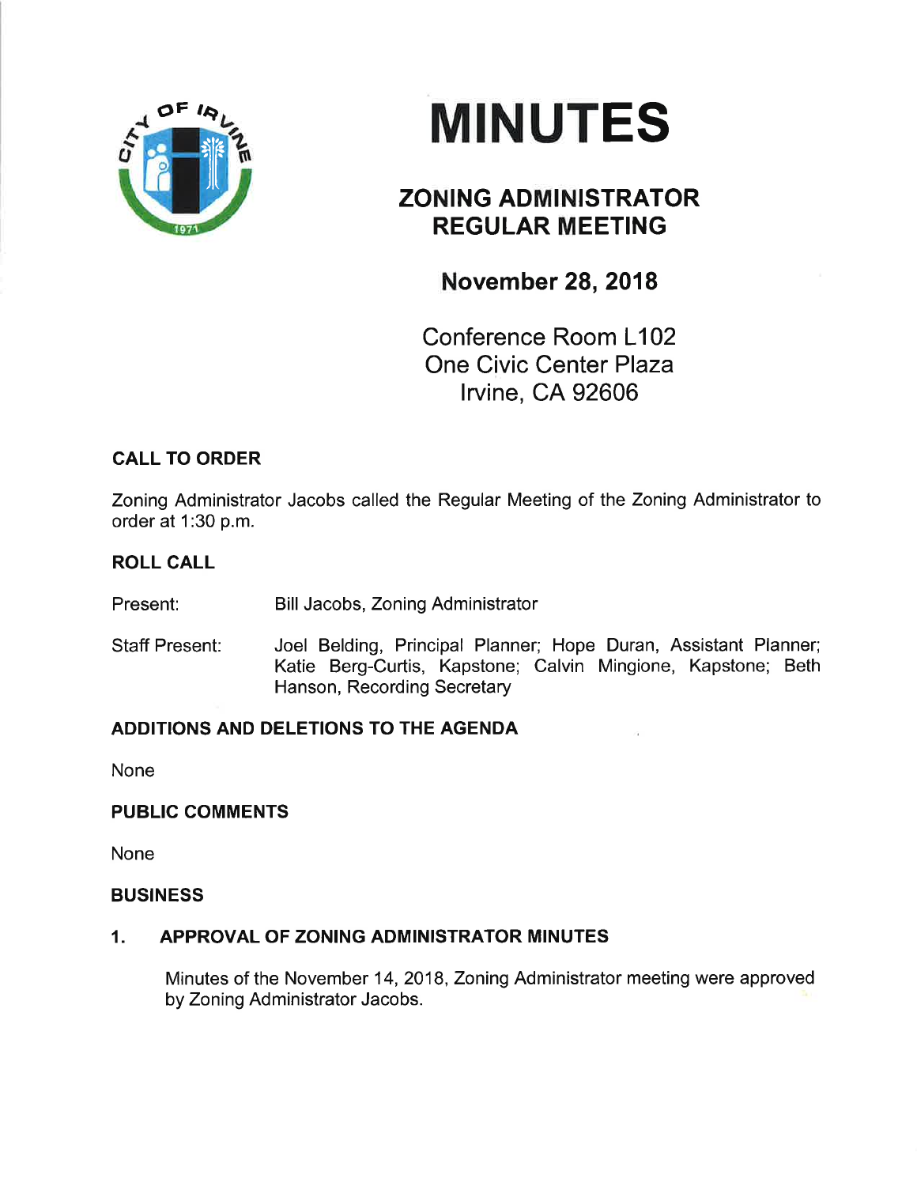# MINUTES

## ZONING ADMINISTRATOR REGULAR MEETING

### November 28, 2018

Conference Room L102
One Civic Center Plaza
Irvine, CA 92606

**CALL TO ORDER**

Zoning Administrator Jacobs called the Regular Meeting of the Zoning Administrator to order at 1:30 p.m.

**ROLL CALL**

Present: Bill Jacobs, Zoning Administrator

Staff Present: Joel Belding, Principal Planner; Hope Duran, Assistant Planner; Katie Berg-Curtis, Kapstone; Calvin Mingione, Kapstone; Beth Hanson, Recording Secretary

**ADDITIONS AND DELETIONS TO THE AGENDA**

None

**PUBLIC COMMENTS**

None

**BUSINESS**

**1. APPROVAL OF ZONING ADMINISTRATOR MINUTES**

Minutes of the November 14, 2018, Zoning Administrator meeting were approved by Zoning Administrator Jacobs.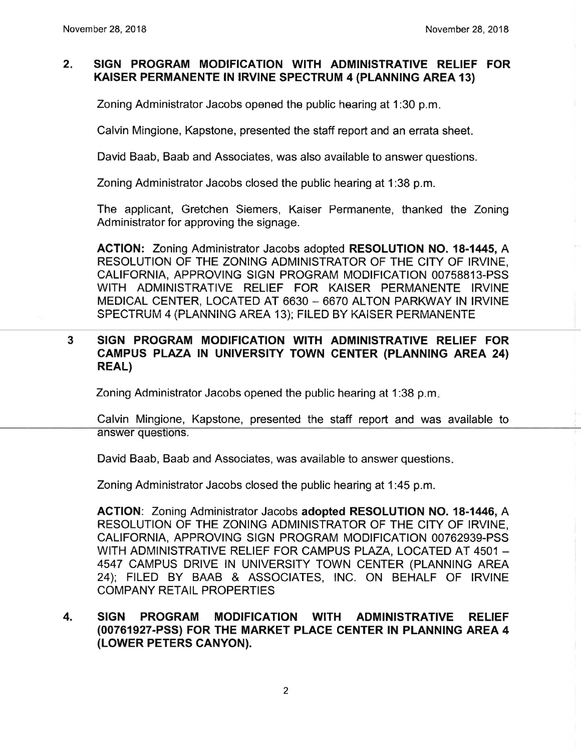## 2. SIGN PROGRAM MODIFICATION WITH ADMINISTRATIVE RELIEF FOR KAISER PERMANENTE IN IRVINE SPECTRUM 4 (PLANNING AREA 13)

Zoning Administrator Jacobs opened the public hearing at 1:30 p.m.

Calvin Mingione, Kapstone, presented the staff report and an errata sheet.

David Baab, Baab and Associates, was also available to answer questions.

Zoning Administrator Jacobs closed the public hearing at 1:38 p.m.

The applicant, Gretchen Siemers, Kaiser Permanente, thanked the Zoning Administrator for approving the signage.

**ACTION:** Zoning Administrator Jacobs adopted **RESOLUTION NO. 18-1445,** A RESOLUTION OF THE ZONING ADMINISTRATOR OF THE CITY OF IRVINE, CALIFORNIA, APPROVING SIGN PROGRAM MODIFICATION 00758813-PSS WITH ADMINISTRATIVE RELIEF FOR KAISER PERMANENTE IRVINE MEDICAL CENTER, LOCATED AT 6630 – 6670 ALTON PARKWAY IN IRVINE SPECTRUM 4 (PLANNING AREA 13); FILED BY KAISER PERMANENTE

## 3 SIGN PROGRAM MODIFICATION WITH ADMINISTRATIVE RELIEF FOR CAMPUS PLAZA IN UNIVERSITY TOWN CENTER (PLANNING AREA 24) REAL)

Zoning Administrator Jacobs opened the public hearing at 1:38 p.m.

Calvin Mingione, Kapstone, presented the staff report and was available to answer questions.

David Baab, Baab and Associates, was available to answer questions.

Zoning Administrator Jacobs closed the public hearing at 1:45 p.m.

**ACTION**: Zoning Administrator Jacobs **adopted RESOLUTION NO. 18-1446,** A RESOLUTION OF THE ZONING ADMINISTRATOR OF THE CITY OF IRVINE, CALIFORNIA, APPROVING SIGN PROGRAM MODIFICATION 00762939-PSS WITH ADMINISTRATIVE RELIEF FOR CAMPUS PLAZA, LOCATED AT 4501 – 4547 CAMPUS DRIVE IN UNIVERSITY TOWN CENTER (PLANNING AREA 24); FILED BY BAAB & ASSOCIATES, INC. ON BEHALF OF IRVINE COMPANY RETAIL PROPERTIES

## 4. SIGN PROGRAM MODIFICATION WITH ADMINISTRATIVE RELIEF (00761927-PSS) FOR THE MARKET PLACE CENTER IN PLANNING AREA 4 (LOWER PETERS CANYON).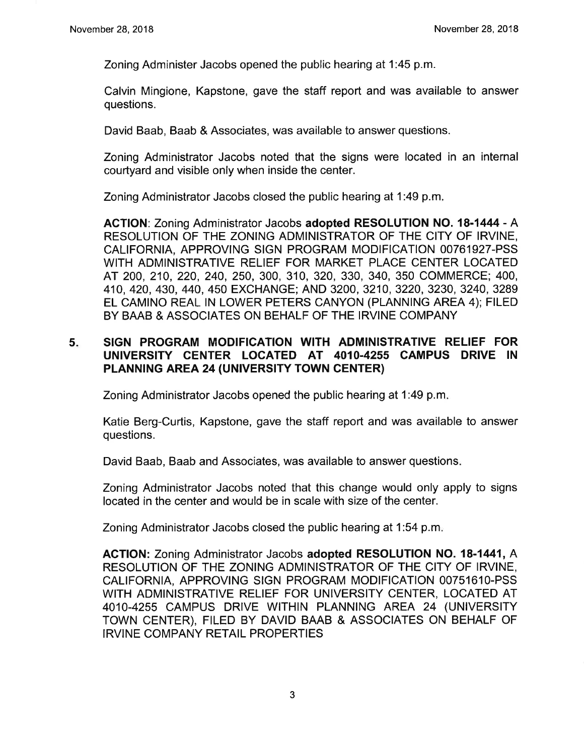Zoning Administer Jacobs opened the public hearing at 1:45 p.m.

Calvin Mingione, Kapstone, gave the staff report and was available to answer questions.

David Baab, Baab & Associates, was available to answer questions.

Zoning Administrator Jacobs noted that the signs were located in an internal courtyard and visible only when inside the center.

Zoning Administrator Jacobs closed the public hearing at 1:49 p.m.

**ACTION**: Zoning Administrator Jacobs **adopted RESOLUTION NO. 18-1444** - A RESOLUTION OF THE ZONING ADMINISTRATOR OF THE CITY OF IRVINE, CALIFORNIA, APPROVING SIGN PROGRAM MODIFICATION 00761927-PSS WITH ADMINISTRATIVE RELIEF FOR MARKET PLACE CENTER LOCATED AT 200, 210, 220, 240, 250, 300, 310, 320, 330, 340, 350 COMMERCE; 400, 410, 420, 430, 440, 450 EXCHANGE; AND 3200, 3210, 3220, 3230, 3240, 3289 EL CAMINO REAL IN LOWER PETERS CANYON (PLANNING AREA 4); FILED BY BAAB & ASSOCIATES ON BEHALF OF THE IRVINE COMPANY

**5. SIGN PROGRAM MODIFICATION WITH ADMINISTRATIVE RELIEF FOR UNIVERSITY CENTER LOCATED AT 4010-4255 CAMPUS DRIVE IN PLANNING AREA 24 (UNIVERSITY TOWN CENTER)**

Zoning Administrator Jacobs opened the public hearing at 1:49 p.m.

Katie Berg-Curtis, Kapstone, gave the staff report and was available to answer questions.

David Baab, Baab and Associates, was available to answer questions.

Zoning Administrator Jacobs noted that this change would only apply to signs located in the center and would be in scale with size of the center.

Zoning Administrator Jacobs closed the public hearing at 1:54 p.m.

**ACTION:** Zoning Administrator Jacobs **adopted RESOLUTION NO. 18-1441,** A RESOLUTION OF THE ZONING ADMINISTRATOR OF THE CITY OF IRVINE, CALIFORNIA, APPROVING SIGN PROGRAM MODIFICATION 00751610-PSS WITH ADMINISTRATIVE RELIEF FOR UNIVERSITY CENTER, LOCATED AT 4010-4255 CAMPUS DRIVE WITHIN PLANNING AREA 24 (UNIVERSITY TOWN CENTER), FILED BY DAVID BAAB & ASSOCIATES ON BEHALF OF IRVINE COMPANY RETAIL PROPERTIES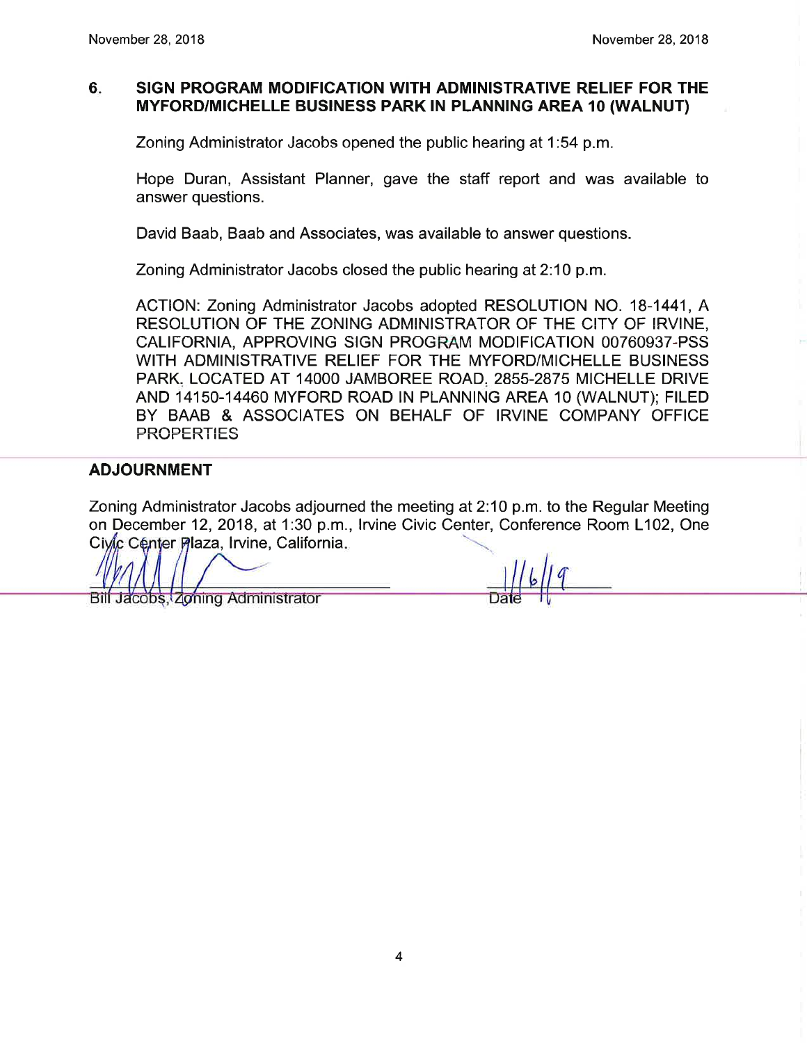### 6. SIGN PROGRAM MODIFICATION WITH ADMINISTRATIVE RELIEF FOR THE MYFORD/MICHELLE BUSINESS PARK IN PLANNING AREA 10 (WALNUT)

Zoning Administrator Jacobs opened the public hearing at 1:54 p.m.

Hope Duran, Assistant Planner, gave the staff report and was available to answer questions.

David Baab, Baab and Associates, was available to answer questions.

Zoning Administrator Jacobs closed the public hearing at 2:10 p.m.

ACTION: Zoning Administrator Jacobs adopted RESOLUTION NO. 18-1441, A RESOLUTION OF THE ZONING ADMINISTRATOR OF THE CITY OF IRVINE, CALIFORNIA, APPROVING SIGN PROGRAM MODIFICATION 00760937-PSS WITH ADMINISTRATIVE RELIEF FOR THE MYFORD/MICHELLE BUSINESS PARK, LOCATED AT 14000 JAMBOREE ROAD, 2855-2875 MICHELLE DRIVE AND 14150-14460 MYFORD ROAD IN PLANNING AREA 10 (WALNUT); FILED BY BAAB & ASSOCIATES ON BEHALF OF IRVINE COMPANY OFFICE PROPERTIES

## ADJOURNMENT

Zoning Administrator Jacobs adjourned the meeting at 2:10 p.m. to the Regular Meeting on December 12, 2018, at 1:30 p.m., Irvine Civic Center, Conference Room L102, One Civic Center Plaza, Irvine, California.

Bill Jacobs, Zoning Administrator

1/16/19

Date